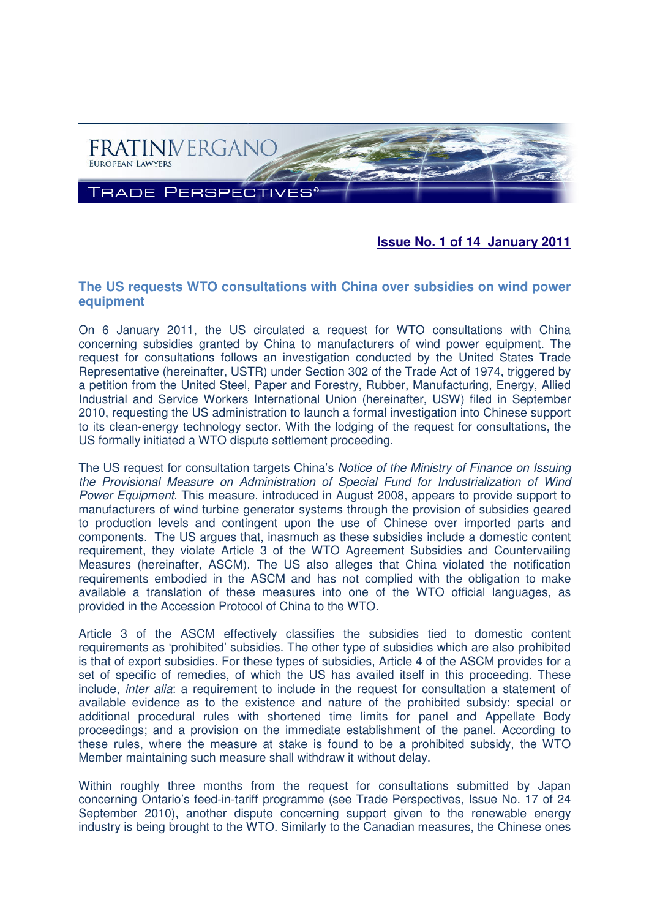FRATINIVERGANO
EUROPEAN LAWYERS

TRADE PERSPECTIVES®

**Issue No. 1 of 14 January 2011**

## The US requests WTO consultations with China over subsidies on wind power equipment

On 6 January 2011, the US circulated a request for WTO consultations with China concerning subsidies granted by China to manufacturers of wind power equipment. The request for consultations follows an investigation conducted by the United States Trade Representative (hereinafter, USTR) under Section 302 of the Trade Act of 1974, triggered by a petition from the United Steel, Paper and Forestry, Rubber, Manufacturing, Energy, Allied Industrial and Service Workers International Union (hereinafter, USW) filed in September 2010, requesting the US administration to launch a formal investigation into Chinese support to its clean-energy technology sector. With the lodging of the request for consultations, the US formally initiated a WTO dispute settlement proceeding.

The US request for consultation targets China's *Notice of the Ministry of Finance on Issuing the Provisional Measure on Administration of Special Fund for Industrialization of Wind Power Equipment*. This measure, introduced in August 2008, appears to provide support to manufacturers of wind turbine generator systems through the provision of subsidies geared to production levels and contingent upon the use of Chinese over imported parts and components. The US argues that, inasmuch as these subsidies include a domestic content requirement, they violate Article 3 of the WTO Agreement Subsidies and Countervailing Measures (hereinafter, ASCM). The US also alleges that China violated the notification requirements embodied in the ASCM and has not complied with the obligation to make available a translation of these measures into one of the WTO official languages, as provided in the Accession Protocol of China to the WTO.

Article 3 of the ASCM effectively classifies the subsidies tied to domestic content requirements as 'prohibited' subsidies. The other type of subsidies which are also prohibited is that of export subsidies. For these types of subsidies, Article 4 of the ASCM provides for a set of specific of remedies, of which the US has availed itself in this proceeding. These include, *inter alia*: a requirement to include in the request for consultation a statement of available evidence as to the existence and nature of the prohibited subsidy; special or additional procedural rules with shortened time limits for panel and Appellate Body proceedings; and a provision on the immediate establishment of the panel. According to these rules, where the measure at stake is found to be a prohibited subsidy, the WTO Member maintaining such measure shall withdraw it without delay.

Within roughly three months from the request for consultations submitted by Japan concerning Ontario's feed-in-tariff programme (see Trade Perspectives, Issue No. 17 of 24 September 2010), another dispute concerning support given to the renewable energy industry is being brought to the WTO. Similarly to the Canadian measures, the Chinese ones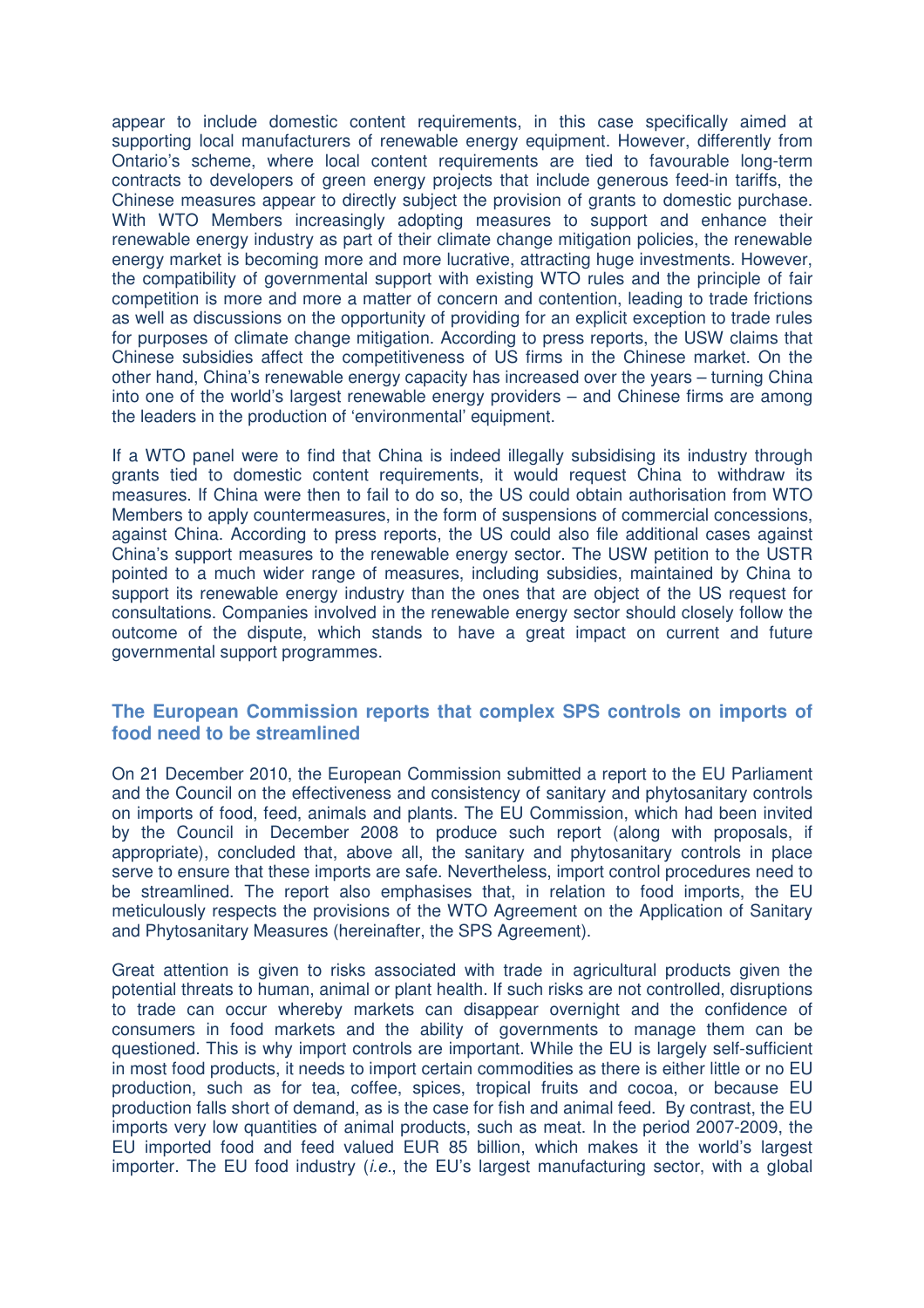appear to include domestic content requirements, in this case specifically aimed at supporting local manufacturers of renewable energy equipment. However, differently from Ontario's scheme, where local content requirements are tied to favourable long-term contracts to developers of green energy projects that include generous feed-in tariffs, the Chinese measures appear to directly subject the provision of grants to domestic purchase. With WTO Members increasingly adopting measures to support and enhance their renewable energy industry as part of their climate change mitigation policies, the renewable energy market is becoming more and more lucrative, attracting huge investments. However, the compatibility of governmental support with existing WTO rules and the principle of fair competition is more and more a matter of concern and contention, leading to trade frictions as well as discussions on the opportunity of providing for an explicit exception to trade rules for purposes of climate change mitigation. According to press reports, the USW claims that Chinese subsidies affect the competitiveness of US firms in the Chinese market. On the other hand, China's renewable energy capacity has increased over the years – turning China into one of the world's largest renewable energy providers – and Chinese firms are among the leaders in the production of 'environmental' equipment.

If a WTO panel were to find that China is indeed illegally subsidising its industry through grants tied to domestic content requirements, it would request China to withdraw its measures. If China were then to fail to do so, the US could obtain authorisation from WTO Members to apply countermeasures, in the form of suspensions of commercial concessions, against China. According to press reports, the US could also file additional cases against China's support measures to the renewable energy sector. The USW petition to the USTR pointed to a much wider range of measures, including subsidies, maintained by China to support its renewable energy industry than the ones that are object of the US request for consultations. Companies involved in the renewable energy sector should closely follow the outcome of the dispute, which stands to have a great impact on current and future governmental support programmes.

## The European Commission reports that complex SPS controls on imports of food need to be streamlined

On 21 December 2010, the European Commission submitted a report to the EU Parliament and the Council on the effectiveness and consistency of sanitary and phytosanitary controls on imports of food, feed, animals and plants. The EU Commission, which had been invited by the Council in December 2008 to produce such report (along with proposals, if appropriate), concluded that, above all, the sanitary and phytosanitary controls in place serve to ensure that these imports are safe. Nevertheless, import control procedures need to be streamlined. The report also emphasises that, in relation to food imports, the EU meticulously respects the provisions of the WTO Agreement on the Application of Sanitary and Phytosanitary Measures (hereinafter, the SPS Agreement).

Great attention is given to risks associated with trade in agricultural products given the potential threats to human, animal or plant health. If such risks are not controlled, disruptions to trade can occur whereby markets can disappear overnight and the confidence of consumers in food markets and the ability of governments to manage them can be questioned. This is why import controls are important. While the EU is largely self-sufficient in most food products, it needs to import certain commodities as there is either little or no EU production, such as for tea, coffee, spices, tropical fruits and cocoa, or because EU production falls short of demand, as is the case for fish and animal feed. By contrast, the EU imports very low quantities of animal products, such as meat. In the period 2007-2009, the EU imported food and feed valued EUR 85 billion, which makes it the world's largest importer. The EU food industry (*i.e.*, the EU's largest manufacturing sector, with a global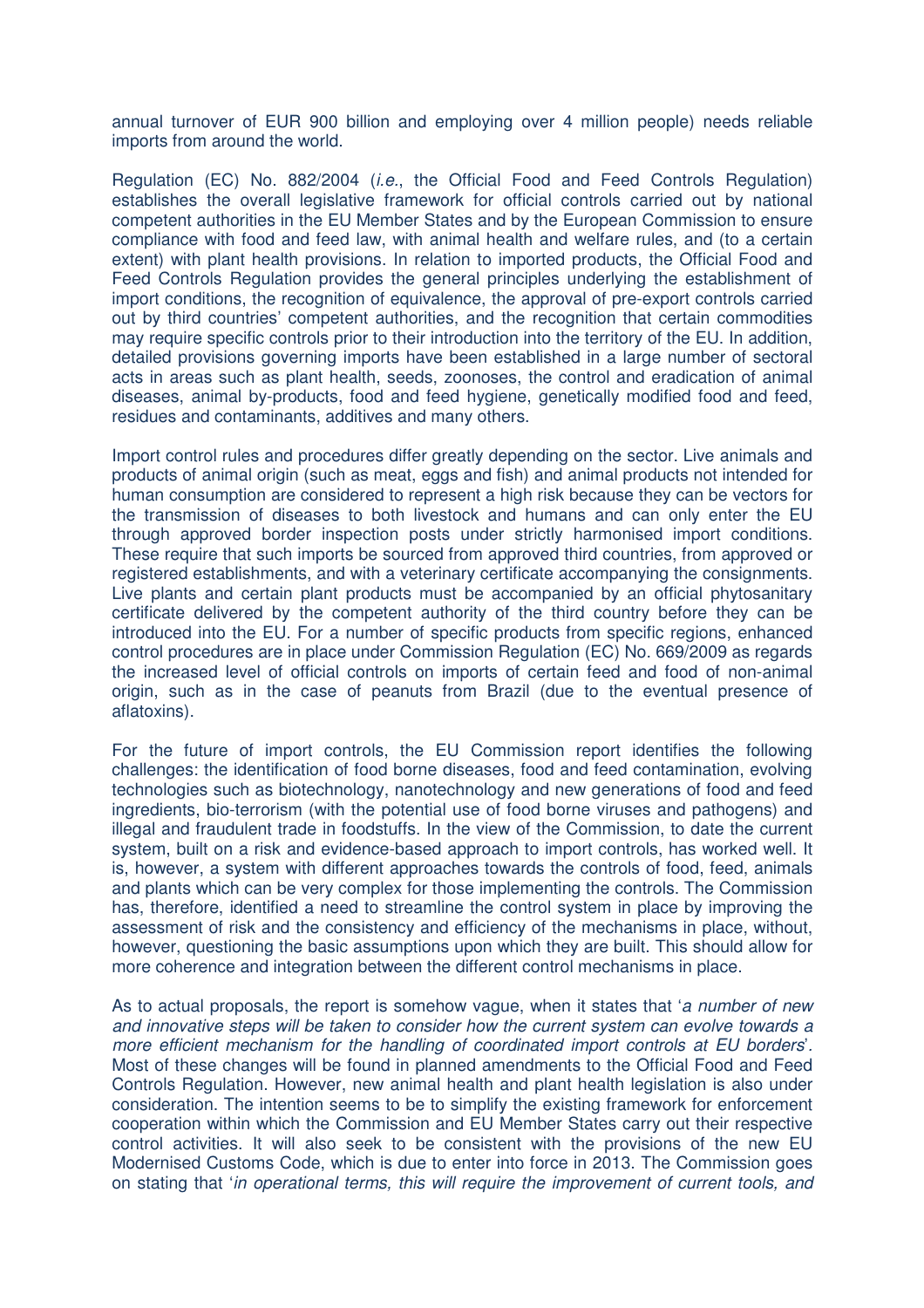annual turnover of EUR 900 billion and employing over 4 million people) needs reliable imports from around the world.

Regulation (EC) No. 882/2004 (*i.e.*, the Official Food and Feed Controls Regulation) establishes the overall legislative framework for official controls carried out by national competent authorities in the EU Member States and by the European Commission to ensure compliance with food and feed law, with animal health and welfare rules, and (to a certain extent) with plant health provisions. In relation to imported products, the Official Food and Feed Controls Regulation provides the general principles underlying the establishment of import conditions, the recognition of equivalence, the approval of pre-export controls carried out by third countries' competent authorities, and the recognition that certain commodities may require specific controls prior to their introduction into the territory of the EU. In addition, detailed provisions governing imports have been established in a large number of sectoral acts in areas such as plant health, seeds, zoonoses, the control and eradication of animal diseases, animal by-products, food and feed hygiene, genetically modified food and feed, residues and contaminants, additives and many others.

Import control rules and procedures differ greatly depending on the sector. Live animals and products of animal origin (such as meat, eggs and fish) and animal products not intended for human consumption are considered to represent a high risk because they can be vectors for the transmission of diseases to both livestock and humans and can only enter the EU through approved border inspection posts under strictly harmonised import conditions. These require that such imports be sourced from approved third countries, from approved or registered establishments, and with a veterinary certificate accompanying the consignments. Live plants and certain plant products must be accompanied by an official phytosanitary certificate delivered by the competent authority of the third country before they can be introduced into the EU. For a number of specific products from specific regions, enhanced control procedures are in place under Commission Regulation (EC) No. 669/2009 as regards the increased level of official controls on imports of certain feed and food of non-animal origin, such as in the case of peanuts from Brazil (due to the eventual presence of aflatoxins).

For the future of import controls, the EU Commission report identifies the following challenges: the identification of food borne diseases, food and feed contamination, evolving technologies such as biotechnology, nanotechnology and new generations of food and feed ingredients, bio-terrorism (with the potential use of food borne viruses and pathogens) and illegal and fraudulent trade in foodstuffs. In the view of the Commission, to date the current system, built on a risk and evidence-based approach to import controls, has worked well. It is, however, a system with different approaches towards the controls of food, feed, animals and plants which can be very complex for those implementing the controls. The Commission has, therefore, identified a need to streamline the control system in place by improving the assessment of risk and the consistency and efficiency of the mechanisms in place, without, however, questioning the basic assumptions upon which they are built. This should allow for more coherence and integration between the different control mechanisms in place.

As to actual proposals, the report is somehow vague, when it states that '*a number of new and innovative steps will be taken to consider how the current system can evolve towards a more efficient mechanism for the handling of coordinated import controls at EU borders*'. Most of these changes will be found in planned amendments to the Official Food and Feed Controls Regulation. However, new animal health and plant health legislation is also under consideration. The intention seems to be to simplify the existing framework for enforcement cooperation within which the Commission and EU Member States carry out their respective control activities. It will also seek to be consistent with the provisions of the new EU Modernised Customs Code, which is due to enter into force in 2013. The Commission goes on stating that '*in operational terms, this will require the improvement of current tools, and*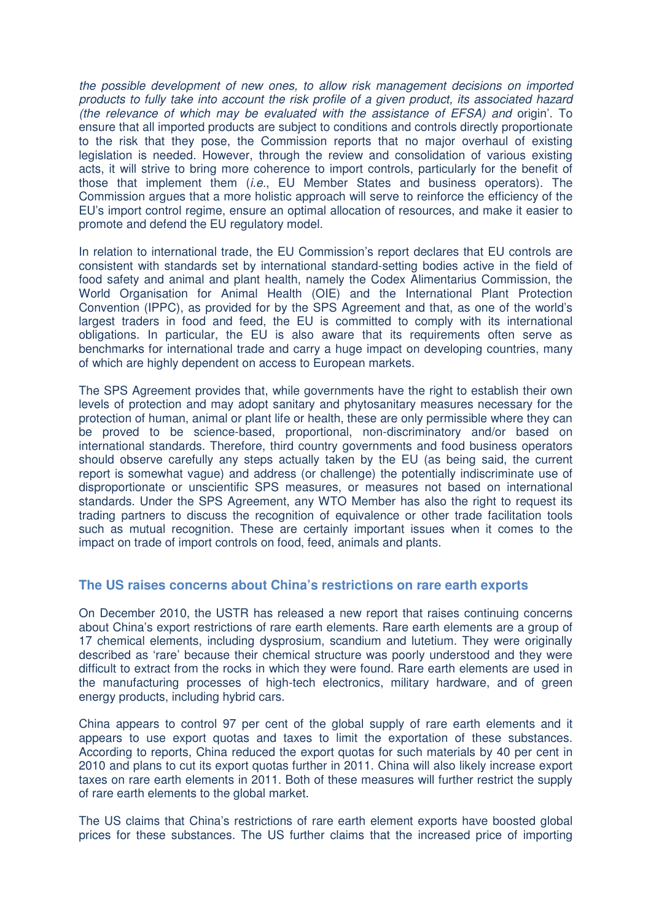*the possible development of new ones, to allow risk management decisions on imported products to fully take into account the risk profile of a given product, its associated hazard (the relevance of which may be evaluated with the assistance of EFSA) and* origin'. To ensure that all imported products are subject to conditions and controls directly proportionate to the risk that they pose, the Commission reports that no major overhaul of existing legislation is needed. However, through the review and consolidation of various existing acts, it will strive to bring more coherence to import controls, particularly for the benefit of those that implement them (*i.e.*, EU Member States and business operators). The Commission argues that a more holistic approach will serve to reinforce the efficiency of the EU's import control regime, ensure an optimal allocation of resources, and make it easier to promote and defend the EU regulatory model.

In relation to international trade, the EU Commission's report declares that EU controls are consistent with standards set by international standard-setting bodies active in the field of food safety and animal and plant health, namely the Codex Alimentarius Commission, the World Organisation for Animal Health (OIE) and the International Plant Protection Convention (IPPC), as provided for by the SPS Agreement and that, as one of the world's largest traders in food and feed, the EU is committed to comply with its international obligations. In particular, the EU is also aware that its requirements often serve as benchmarks for international trade and carry a huge impact on developing countries, many of which are highly dependent on access to European markets.

The SPS Agreement provides that, while governments have the right to establish their own levels of protection and may adopt sanitary and phytosanitary measures necessary for the protection of human, animal or plant life or health, these are only permissible where they can be proved to be science-based, proportional, non-discriminatory and/or based on international standards. Therefore, third country governments and food business operators should observe carefully any steps actually taken by the EU (as being said, the current report is somewhat vague) and address (or challenge) the potentially indiscriminate use of disproportionate or unscientific SPS measures, or measures not based on international standards. Under the SPS Agreement, any WTO Member has also the right to request its trading partners to discuss the recognition of equivalence or other trade facilitation tools such as mutual recognition. These are certainly important issues when it comes to the impact on trade of import controls on food, feed, animals and plants.

### The US raises concerns about China's restrictions on rare earth exports

On December 2010, the USTR has released a new report that raises continuing concerns about China's export restrictions of rare earth elements. Rare earth elements are a group of 17 chemical elements, including dysprosium, scandium and lutetium. They were originally described as 'rare' because their chemical structure was poorly understood and they were difficult to extract from the rocks in which they were found. Rare earth elements are used in the manufacturing processes of high-tech electronics, military hardware, and of green energy products, including hybrid cars.

China appears to control 97 per cent of the global supply of rare earth elements and it appears to use export quotas and taxes to limit the exportation of these substances. According to reports, China reduced the export quotas for such materials by 40 per cent in 2010 and plans to cut its export quotas further in 2011. China will also likely increase export taxes on rare earth elements in 2011. Both of these measures will further restrict the supply of rare earth elements to the global market.

The US claims that China's restrictions of rare earth element exports have boosted global prices for these substances. The US further claims that the increased price of importing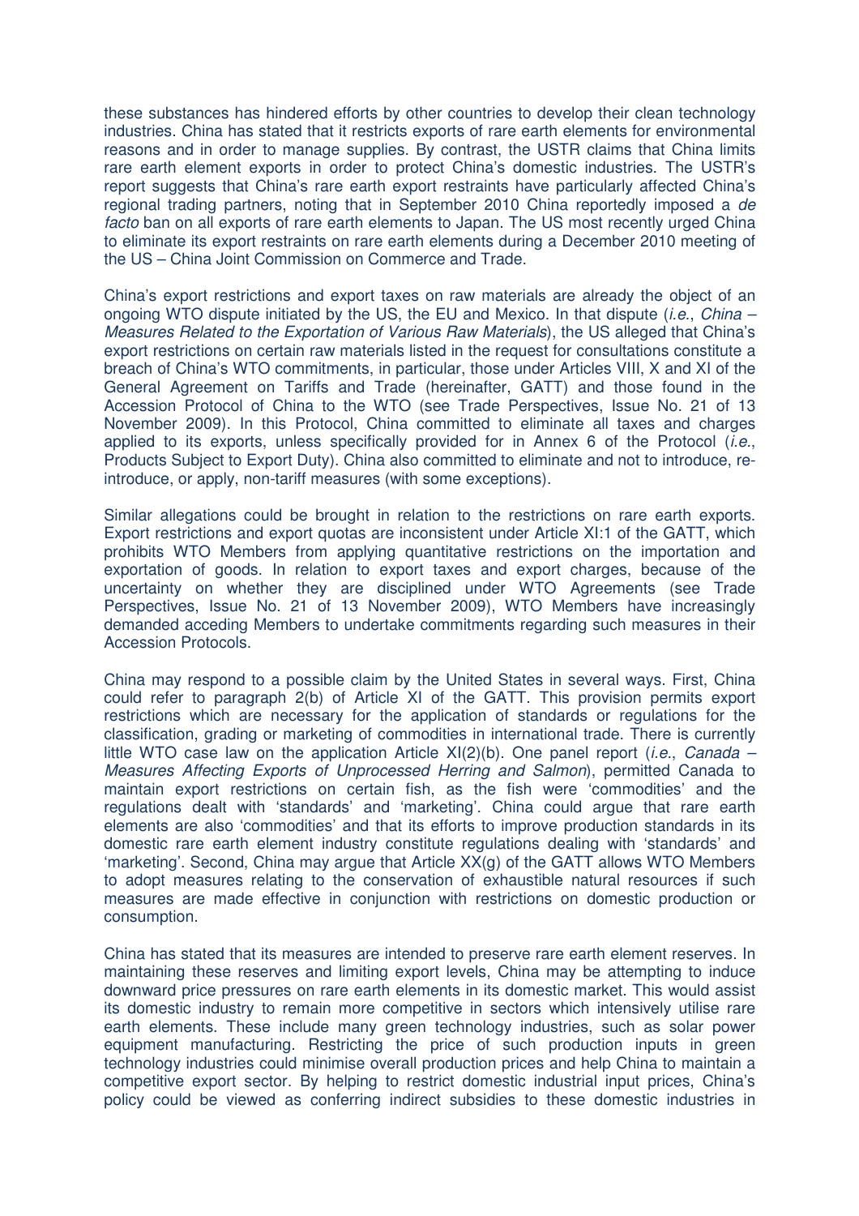these substances has hindered efforts by other countries to develop their clean technology industries. China has stated that it restricts exports of rare earth elements for environmental reasons and in order to manage supplies. By contrast, the USTR claims that China limits rare earth element exports in order to protect China's domestic industries. The USTR's report suggests that China's rare earth export restraints have particularly affected China's regional trading partners, noting that in September 2010 China reportedly imposed a *de facto* ban on all exports of rare earth elements to Japan. The US most recently urged China to eliminate its export restraints on rare earth elements during a December 2010 meeting of the US – China Joint Commission on Commerce and Trade.

China's export restrictions and export taxes on raw materials are already the object of an ongoing WTO dispute initiated by the US, the EU and Mexico. In that dispute (*i.e.*, *China – Measures Related to the Exportation of Various Raw Materials*), the US alleged that China's export restrictions on certain raw materials listed in the request for consultations constitute a breach of China's WTO commitments, in particular, those under Articles VIII, X and XI of the General Agreement on Tariffs and Trade (hereinafter, GATT) and those found in the Accession Protocol of China to the WTO (see Trade Perspectives, Issue No. 21 of 13 November 2009). In this Protocol, China committed to eliminate all taxes and charges applied to its exports, unless specifically provided for in Annex 6 of the Protocol (*i.e.*, Products Subject to Export Duty). China also committed to eliminate and not to introduce, re-introduce, or apply, non-tariff measures (with some exceptions).

Similar allegations could be brought in relation to the restrictions on rare earth exports. Export restrictions and export quotas are inconsistent under Article XI:1 of the GATT, which prohibits WTO Members from applying quantitative restrictions on the importation and exportation of goods. In relation to export taxes and export charges, because of the uncertainty on whether they are disciplined under WTO Agreements (see Trade Perspectives, Issue No. 21 of 13 November 2009), WTO Members have increasingly demanded acceding Members to undertake commitments regarding such measures in their Accession Protocols.

China may respond to a possible claim by the United States in several ways. First, China could refer to paragraph 2(b) of Article XI of the GATT. This provision permits export restrictions which are necessary for the application of standards or regulations for the classification, grading or marketing of commodities in international trade. There is currently little WTO case law on the application Article XI(2)(b). One panel report (*i.e.*, *Canada – Measures Affecting Exports of Unprocessed Herring and Salmon*), permitted Canada to maintain export restrictions on certain fish, as the fish were 'commodities' and the regulations dealt with 'standards' and 'marketing'. China could argue that rare earth elements are also 'commodities' and that its efforts to improve production standards in its domestic rare earth element industry constitute regulations dealing with 'standards' and 'marketing'. Second, China may argue that Article XX(g) of the GATT allows WTO Members to adopt measures relating to the conservation of exhaustible natural resources if such measures are made effective in conjunction with restrictions on domestic production or consumption.

China has stated that its measures are intended to preserve rare earth element reserves. In maintaining these reserves and limiting export levels, China may be attempting to induce downward price pressures on rare earth elements in its domestic market. This would assist its domestic industry to remain more competitive in sectors which intensively utilise rare earth elements. These include many green technology industries, such as solar power equipment manufacturing. Restricting the price of such production inputs in green technology industries could minimise overall production prices and help China to maintain a competitive export sector. By helping to restrict domestic industrial input prices, China's policy could be viewed as conferring indirect subsidies to these domestic industries in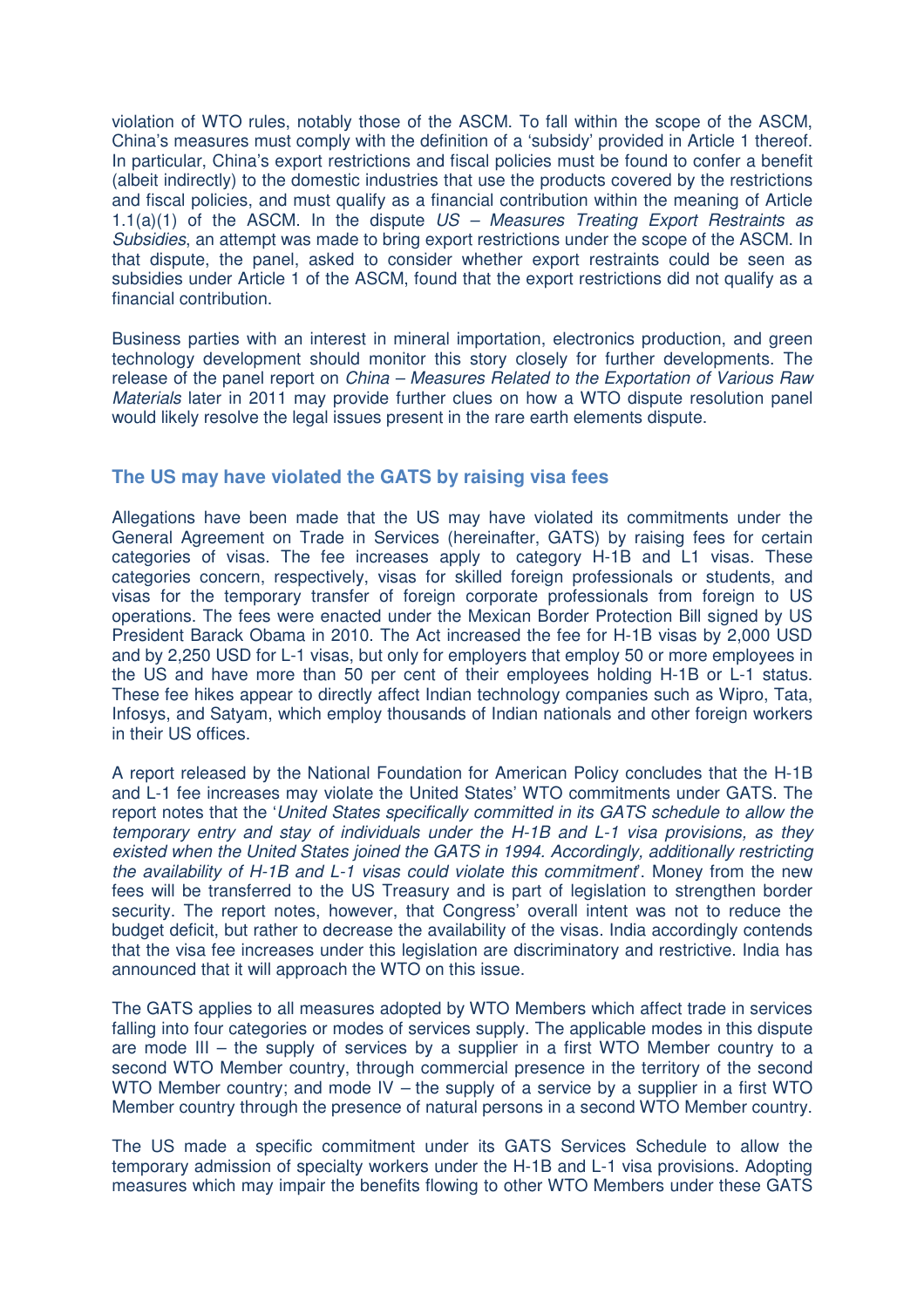violation of WTO rules, notably those of the ASCM. To fall within the scope of the ASCM, China's measures must comply with the definition of a 'subsidy' provided in Article 1 thereof. In particular, China's export restrictions and fiscal policies must be found to confer a benefit (albeit indirectly) to the domestic industries that use the products covered by the restrictions and fiscal policies, and must qualify as a financial contribution within the meaning of Article 1.1(a)(1) of the ASCM. In the dispute *US – Measures Treating Export Restraints as Subsidies*, an attempt was made to bring export restrictions under the scope of the ASCM. In that dispute, the panel, asked to consider whether export restraints could be seen as subsidies under Article 1 of the ASCM, found that the export restrictions did not qualify as a financial contribution.

Business parties with an interest in mineral importation, electronics production, and green technology development should monitor this story closely for further developments. The release of the panel report on *China – Measures Related to the Exportation of Various Raw Materials* later in 2011 may provide further clues on how a WTO dispute resolution panel would likely resolve the legal issues present in the rare earth elements dispute.

## The US may have violated the GATS by raising visa fees

Allegations have been made that the US may have violated its commitments under the General Agreement on Trade in Services (hereinafter, GATS) by raising fees for certain categories of visas. The fee increases apply to category H-1B and L1 visas. These categories concern, respectively, visas for skilled foreign professionals or students, and visas for the temporary transfer of foreign corporate professionals from foreign to US operations. The fees were enacted under the Mexican Border Protection Bill signed by US President Barack Obama in 2010. The Act increased the fee for H-1B visas by 2,000 USD and by 2,250 USD for L-1 visas, but only for employers that employ 50 or more employees in the US and have more than 50 per cent of their employees holding H-1B or L-1 status. These fee hikes appear to directly affect Indian technology companies such as Wipro, Tata, Infosys, and Satyam, which employ thousands of Indian nationals and other foreign workers in their US offices.

A report released by the National Foundation for American Policy concludes that the H-1B and L-1 fee increases may violate the United States' WTO commitments under GATS. The report notes that the '*United States specifically committed in its GATS schedule to allow the temporary entry and stay of individuals under the H-1B and L-1 visa provisions, as they existed when the United States joined the GATS in 1994. Accordingly, additionally restricting the availability of H-1B and L-1 visas could violate this commitment*'. Money from the new fees will be transferred to the US Treasury and is part of legislation to strengthen border security. The report notes, however, that Congress' overall intent was not to reduce the budget deficit, but rather to decrease the availability of the visas. India accordingly contends that the visa fee increases under this legislation are discriminatory and restrictive. India has announced that it will approach the WTO on this issue.

The GATS applies to all measures adopted by WTO Members which affect trade in services falling into four categories or modes of services supply. The applicable modes in this dispute are mode III – the supply of services by a supplier in a first WTO Member country to a second WTO Member country, through commercial presence in the territory of the second WTO Member country; and mode IV – the supply of a service by a supplier in a first WTO Member country through the presence of natural persons in a second WTO Member country.

The US made a specific commitment under its GATS Services Schedule to allow the temporary admission of specialty workers under the H-1B and L-1 visa provisions. Adopting measures which may impair the benefits flowing to other WTO Members under these GATS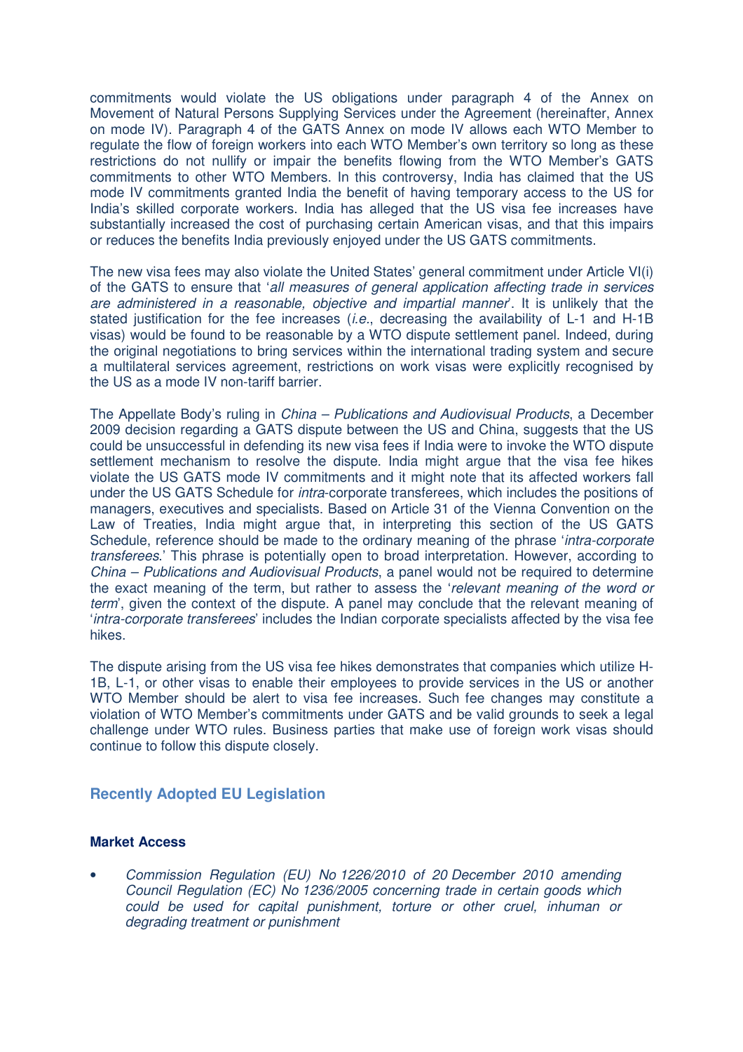commitments would violate the US obligations under paragraph 4 of the Annex on Movement of Natural Persons Supplying Services under the Agreement (hereinafter, Annex on mode IV). Paragraph 4 of the GATS Annex on mode IV allows each WTO Member to regulate the flow of foreign workers into each WTO Member's own territory so long as these restrictions do not nullify or impair the benefits flowing from the WTO Member's GATS commitments to other WTO Members. In this controversy, India has claimed that the US mode IV commitments granted India the benefit of having temporary access to the US for India's skilled corporate workers. India has alleged that the US visa fee increases have substantially increased the cost of purchasing certain American visas, and that this impairs or reduces the benefits India previously enjoyed under the US GATS commitments.

The new visa fees may also violate the United States' general commitment under Article VI(i) of the GATS to ensure that '*all measures of general application affecting trade in services are administered in a reasonable, objective and impartial manner*'. It is unlikely that the stated justification for the fee increases (*i.e.*, decreasing the availability of L-1 and H-1B visas) would be found to be reasonable by a WTO dispute settlement panel. Indeed, during the original negotiations to bring services within the international trading system and secure a multilateral services agreement, restrictions on work visas were explicitly recognised by the US as a mode IV non-tariff barrier.

The Appellate Body's ruling in *China – Publications and Audiovisual Products*, a December 2009 decision regarding a GATS dispute between the US and China, suggests that the US could be unsuccessful in defending its new visa fees if India were to invoke the WTO dispute settlement mechanism to resolve the dispute. India might argue that the visa fee hikes violate the US GATS mode IV commitments and it might note that its affected workers fall under the US GATS Schedule for *intra*-corporate transferees, which includes the positions of managers, executives and specialists. Based on Article 31 of the Vienna Convention on the Law of Treaties, India might argue that, in interpreting this section of the US GATS Schedule, reference should be made to the ordinary meaning of the phrase '*intra-corporate transferees*.' This phrase is potentially open to broad interpretation. However, according to *China – Publications and Audiovisual Products*, a panel would not be required to determine the exact meaning of the term, but rather to assess the '*relevant meaning of the word or term*', given the context of the dispute. A panel may conclude that the relevant meaning of '*intra-corporate transferees*' includes the Indian corporate specialists affected by the visa fee hikes.

The dispute arising from the US visa fee hikes demonstrates that companies which utilize H-1B, L-1, or other visas to enable their employees to provide services in the US or another WTO Member should be alert to visa fee increases. Such fee changes may constitute a violation of WTO Member's commitments under GATS and be valid grounds to seek a legal challenge under WTO rules. Business parties that make use of foreign work visas should continue to follow this dispute closely.

## Recently Adopted EU Legislation

### Market Access

- *Commission Regulation (EU) No 1226/2010 of 20 December 2010 amending Council Regulation (EC) No 1236/2005 concerning trade in certain goods which could be used for capital punishment, torture or other cruel, inhuman or degrading treatment or punishment*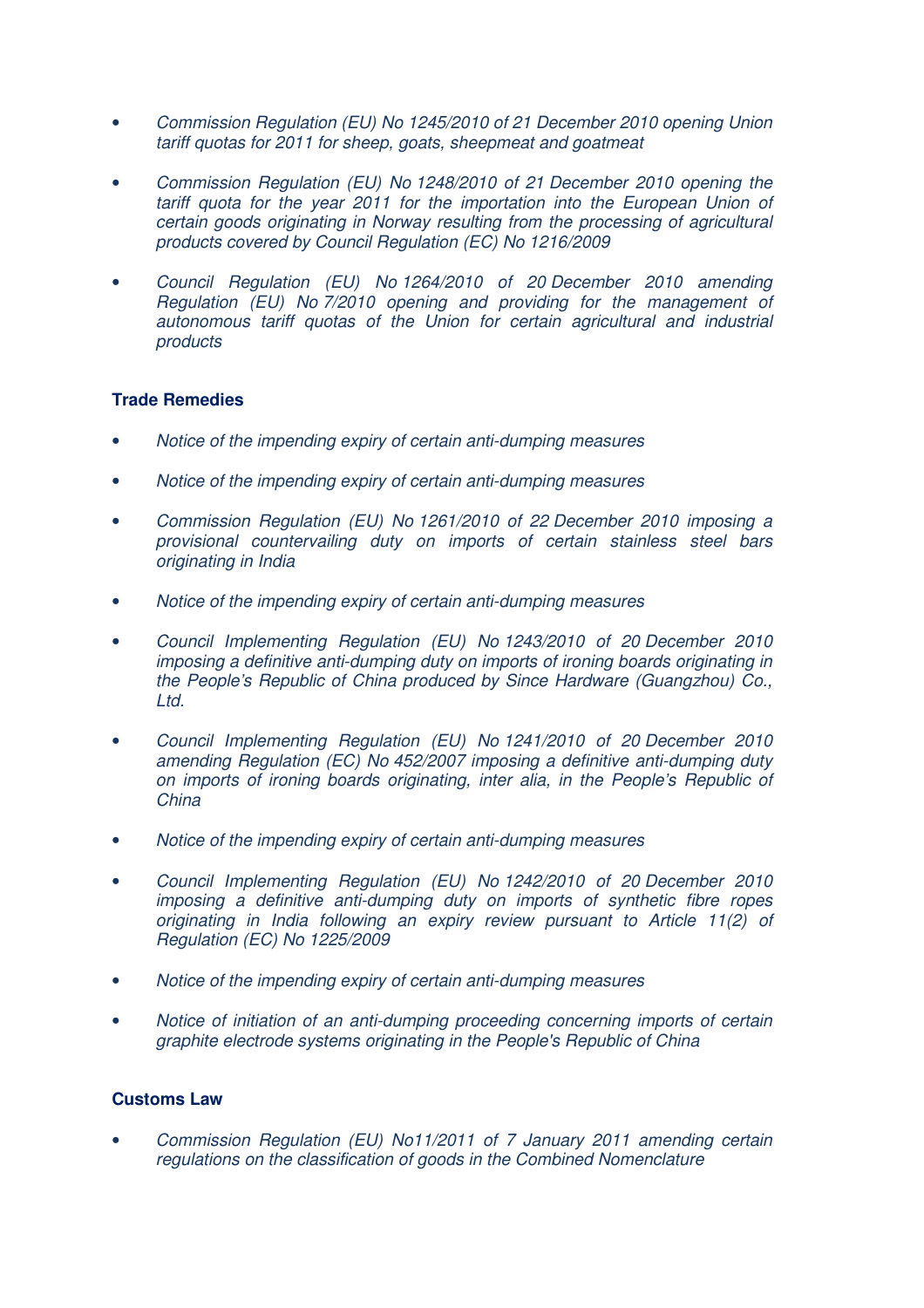- *Commission Regulation (EU) No 1245/2010 of 21 December 2010 opening Union tariff quotas for 2011 for sheep, goats, sheepmeat and goatmeat*

- *Commission Regulation (EU) No 1248/2010 of 21 December 2010 opening the tariff quota for the year 2011 for the importation into the European Union of certain goods originating in Norway resulting from the processing of agricultural products covered by Council Regulation (EC) No 1216/2009*

- *Council Regulation (EU) No 1264/2010 of 20 December 2010 amending Regulation (EU) No 7/2010 opening and providing for the management of autonomous tariff quotas of the Union for certain agricultural and industrial products*

**Trade Remedies**

- *Notice of the impending expiry of certain anti-dumping measures*

- *Notice of the impending expiry of certain anti-dumping measures*

- *Commission Regulation (EU) No 1261/2010 of 22 December 2010 imposing a provisional countervailing duty on imports of certain stainless steel bars originating in India*

- *Notice of the impending expiry of certain anti-dumping measures*

- *Council Implementing Regulation (EU) No 1243/2010 of 20 December 2010 imposing a definitive anti-dumping duty on imports of ironing boards originating in the People's Republic of China produced by Since Hardware (Guangzhou) Co., Ltd.*

- *Council Implementing Regulation (EU) No 1241/2010 of 20 December 2010 amending Regulation (EC) No 452/2007 imposing a definitive anti-dumping duty on imports of ironing boards originating, inter alia, in the People's Republic of China*

- *Notice of the impending expiry of certain anti-dumping measures*

- *Council Implementing Regulation (EU) No 1242/2010 of 20 December 2010 imposing a definitive anti-dumping duty on imports of synthetic fibre ropes originating in India following an expiry review pursuant to Article 11(2) of Regulation (EC) No 1225/2009*

- *Notice of the impending expiry of certain anti-dumping measures*

- *Notice of initiation of an anti-dumping proceeding concerning imports of certain graphite electrode systems originating in the People's Republic of China*

**Customs Law**

- *Commission Regulation (EU) No11/2011 of 7 January 2011 amending certain regulations on the classification of goods in the Combined Nomenclature*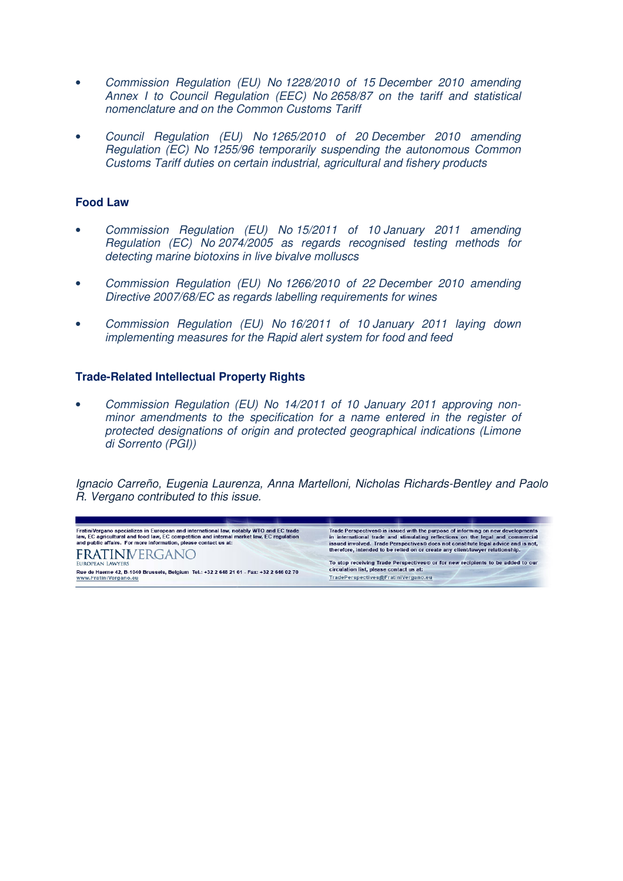- *Commission Regulation (EU) No 1228/2010 of 15 December 2010 amending Annex I to Council Regulation (EEC) No 2658/87 on the tariff and statistical nomenclature and on the Common Customs Tariff*

- *Council Regulation (EU) No 1265/2010 of 20 December 2010 amending Regulation (EC) No 1255/96 temporarily suspending the autonomous Common Customs Tariff duties on certain industrial, agricultural and fishery products*

### Food Law

- *Commission Regulation (EU) No 15/2011 of 10 January 2011 amending Regulation (EC) No 2074/2005 as regards recognised testing methods for detecting marine biotoxins in live bivalve molluscs*

- *Commission Regulation (EU) No 1266/2010 of 22 December 2010 amending Directive 2007/68/EC as regards labelling requirements for wines*

- *Commission Regulation (EU) No 16/2011 of 10 January 2011 laying down implementing measures for the Rapid alert system for food and feed*

### Trade-Related Intellectual Property Rights

- *Commission Regulation (EU) No 14/2011 of 10 January 2011 approving non-minor amendments to the specification for a name entered in the register of protected designations of origin and protected geographical indications (Limone di Sorrento (PGI))*

*Ignacio Carreño, Eugenia Laurenza, Anna Martelloni, Nicholas Richards-Bentley and Paolo R. Vergano contributed to this issue.*

FratiniVergano specializes in European and international law, notably WTO and EC trade law, EC agricultural and food law, EC competition and internal market law, EC regulation and public affairs. For more information, please contact us at:

FRATINIVERGANO
EUROPEAN LAWYERS

Rue de Haerne 42, B-1040 Brussels, Belgium Tel.: +32 2 648 21 61 - Fax: +32 2 646 02 70
www.FratiniVergano.eu

Trade Perspectives© is issued with the purpose of informing on new developments in international trade and stimulating reflections on the legal and commercial issued involved. Trade Perspectives© does not constitute legal advice and is not, therefore, intended to be relied on or create any client/lawyer relationship.

To stop receiving Trade Perspectives© or for new recipients to be added to our circulation list, please contact us at:
TradePerspectives@FratiniVergano.eu